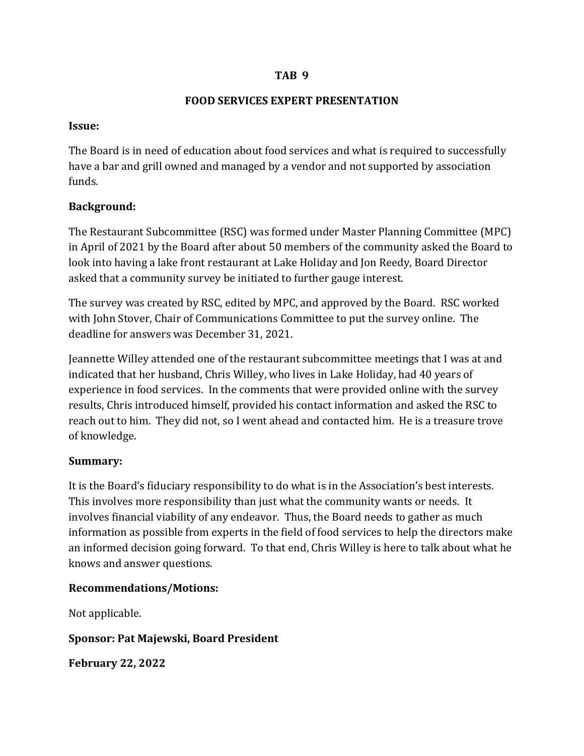# TAB 9

## FOOD SERVICES EXPERT PRESENTATION

**Issue:**

The Board is in need of education about food services and what is required to successfully have a bar and grill owned and managed by a vendor and not supported by association funds.

**Background:**

The Restaurant Subcommittee (RSC) was formed under Master Planning Committee (MPC) in April of 2021 by the Board after about 50 members of the community asked the Board to look into having a lake front restaurant at Lake Holiday and Jon Reedy, Board Director asked that a community survey be initiated to further gauge interest.

The survey was created by RSC, edited by MPC, and approved by the Board. RSC worked with John Stover, Chair of Communications Committee to put the survey online. The deadline for answers was December 31, 2021.

Jeannette Willey attended one of the restaurant subcommittee meetings that I was at and indicated that her husband, Chris Willey, who lives in Lake Holiday, had 40 years of experience in food services. In the comments that were provided online with the survey results, Chris introduced himself, provided his contact information and asked the RSC to reach out to him. They did not, so I went ahead and contacted him. He is a treasure trove of knowledge.

**Summary:**

It is the Board's fiduciary responsibility to do what is in the Association's best interests. This involves more responsibility than just what the community wants or needs. It involves financial viability of any endeavor. Thus, the Board needs to gather as much information as possible from experts in the field of food services to help the directors make an informed decision going forward. To that end, Chris Willey is here to talk about what he knows and answer questions.

**Recommendations/Motions:**

Not applicable.

**Sponsor: Pat Majewski, Board President**

**February 22, 2022**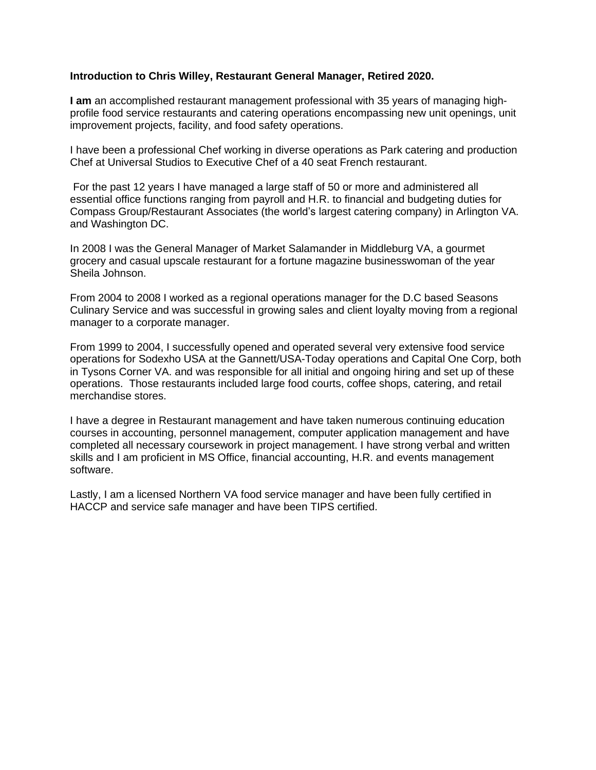**Introduction to Chris Willey, Restaurant General Manager, Retired 2020.**

**I am** an accomplished restaurant management professional with 35 years of managing high-profile food service restaurants and catering operations encompassing new unit openings, unit improvement projects, facility, and food safety operations.

I have been a professional Chef working in diverse operations as Park catering and production Chef at Universal Studios to Executive Chef of a 40 seat French restaurant.

For the past 12 years I have managed a large staff of 50 or more and administered all essential office functions ranging from payroll and H.R. to financial and budgeting duties for Compass Group/Restaurant Associates (the world's largest catering company) in Arlington VA. and Washington DC.

In 2008 I was the General Manager of Market Salamander in Middleburg VA, a gourmet grocery and casual upscale restaurant for a fortune magazine businesswoman of the year Sheila Johnson.

From 2004 to 2008 I worked as a regional operations manager for the D.C based Seasons Culinary Service and was successful in growing sales and client loyalty moving from a regional manager to a corporate manager.

From 1999 to 2004, I successfully opened and operated several very extensive food service operations for Sodexho USA at the Gannett/USA-Today operations and Capital One Corp, both in Tysons Corner VA. and was responsible for all initial and ongoing hiring and set up of these operations. Those restaurants included large food courts, coffee shops, catering, and retail merchandise stores.

I have a degree in Restaurant management and have taken numerous continuing education courses in accounting, personnel management, computer application management and have completed all necessary coursework in project management. I have strong verbal and written skills and I am proficient in MS Office, financial accounting, H.R. and events management software.

Lastly, I am a licensed Northern VA food service manager and have been fully certified in HACCP and service safe manager and have been TIPS certified.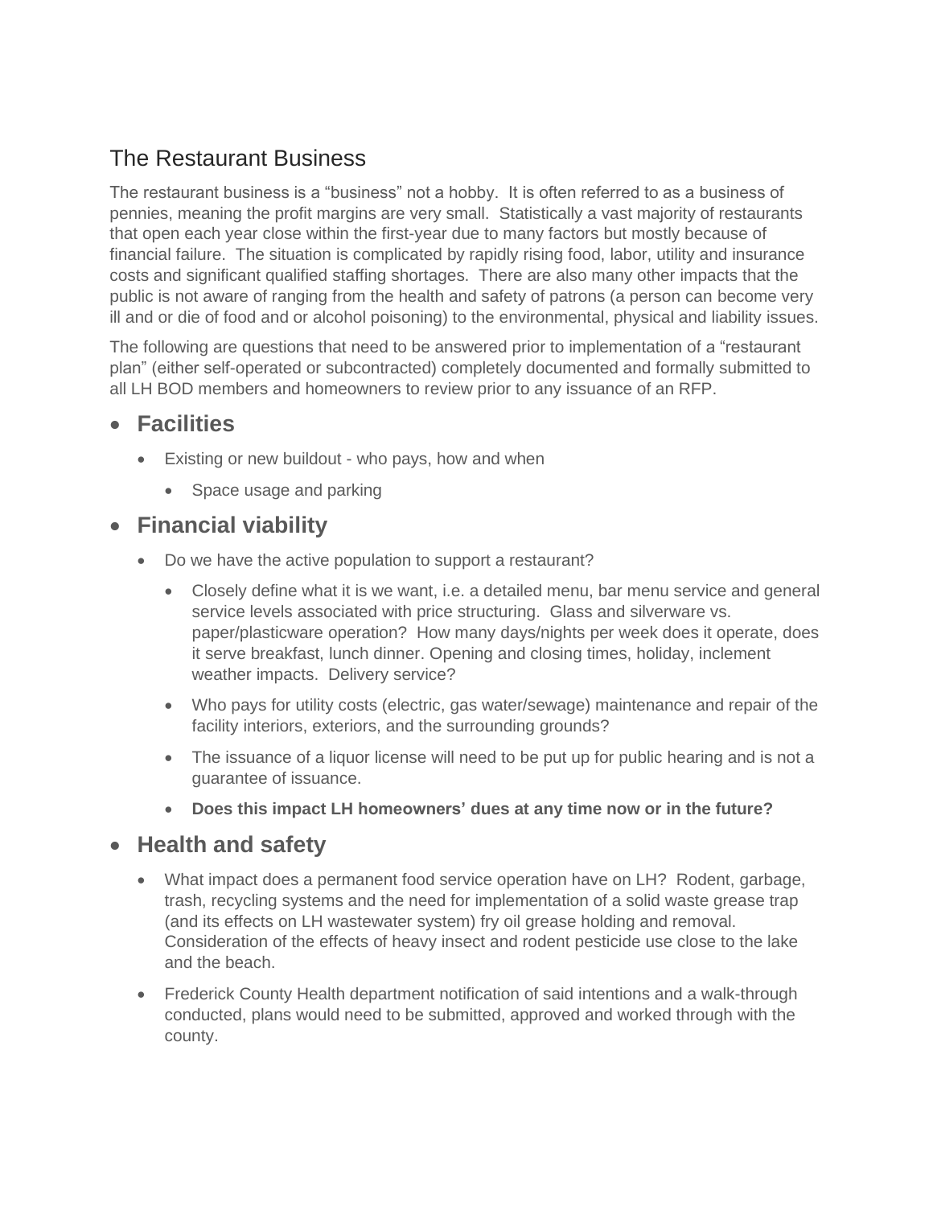## The Restaurant Business

The restaurant business is a "business" not a hobby. It is often referred to as a business of pennies, meaning the profit margins are very small. Statistically a vast majority of restaurants that open each year close within the first-year due to many factors but mostly because of financial failure. The situation is complicated by rapidly rising food, labor, utility and insurance costs and significant qualified staffing shortages. There are also many other impacts that the public is not aware of ranging from the health and safety of patrons (a person can become very ill and or die of food and or alcohol poisoning) to the environmental, physical and liability issues.

The following are questions that need to be answered prior to implementation of a "restaurant plan" (either self-operated or subcontracted) completely documented and formally submitted to all LH BOD members and homeowners to review prior to any issuance of an RFP.

- **Facilities**
  - Existing or new buildout - who pays, how and when
    - Space usage and parking
- **Financial viability**
  - Do we have the active population to support a restaurant?
    - Closely define what it is we want, i.e. a detailed menu, bar menu service and general service levels associated with price structuring. Glass and silverware vs. paper/plasticware operation? How many days/nights per week does it operate, does it serve breakfast, lunch dinner. Opening and closing times, holiday, inclement weather impacts. Delivery service?
    - Who pays for utility costs (electric, gas water/sewage) maintenance and repair of the facility interiors, exteriors, and the surrounding grounds?
    - The issuance of a liquor license will need to be put up for public hearing and is not a guarantee of issuance.
    - **Does this impact LH homeowners' dues at any time now or in the future?**
- **Health and safety**
  - What impact does a permanent food service operation have on LH? Rodent, garbage, trash, recycling systems and the need for implementation of a solid waste grease trap (and its effects on LH wastewater system) fry oil grease holding and removal. Consideration of the effects of heavy insect and rodent pesticide use close to the lake and the beach.
  - Frederick County Health department notification of said intentions and a walk-through conducted, plans would need to be submitted, approved and worked through with the county.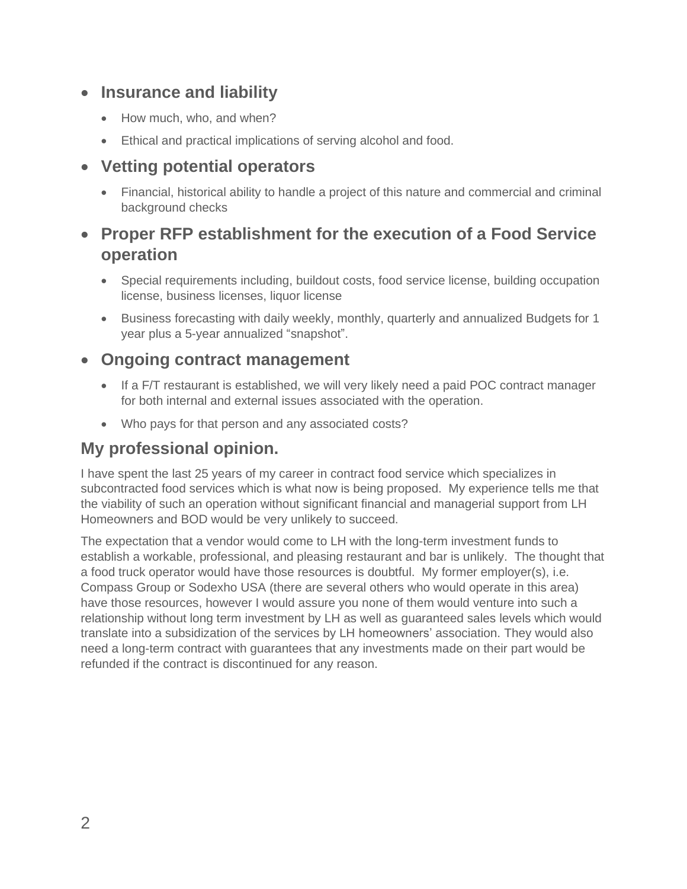- **Insurance and liability**
  - How much, who, and when?
  - Ethical and practical implications of serving alcohol and food.
- **Vetting potential operators**
  - Financial, historical ability to handle a project of this nature and commercial and criminal background checks
- **Proper RFP establishment for the execution of a Food Service operation**
  - Special requirements including, buildout costs, food service license, building occupation license, business licenses, liquor license
  - Business forecasting with daily weekly, monthly, quarterly and annualized Budgets for 1 year plus a 5-year annualized "snapshot".
- **Ongoing contract management**
  - If a F/T restaurant is established, we will very likely need a paid POC contract manager for both internal and external issues associated with the operation.
  - Who pays for that person and any associated costs?

## My professional opinion.

I have spent the last 25 years of my career in contract food service which specializes in subcontracted food services which is what now is being proposed. My experience tells me that the viability of such an operation without significant financial and managerial support from LH Homeowners and BOD would be very unlikely to succeed.

The expectation that a vendor would come to LH with the long-term investment funds to establish a workable, professional, and pleasing restaurant and bar is unlikely. The thought that a food truck operator would have those resources is doubtful. My former employer(s), i.e. Compass Group or Sodexho USA (there are several others who would operate in this area) have those resources, however I would assure you none of them would venture into such a relationship without long term investment by LH as well as guaranteed sales levels which would translate into a subsidization of the services by LH homeowners' association. They would also need a long-term contract with guarantees that any investments made on their part would be refunded if the contract is discontinued for any reason.